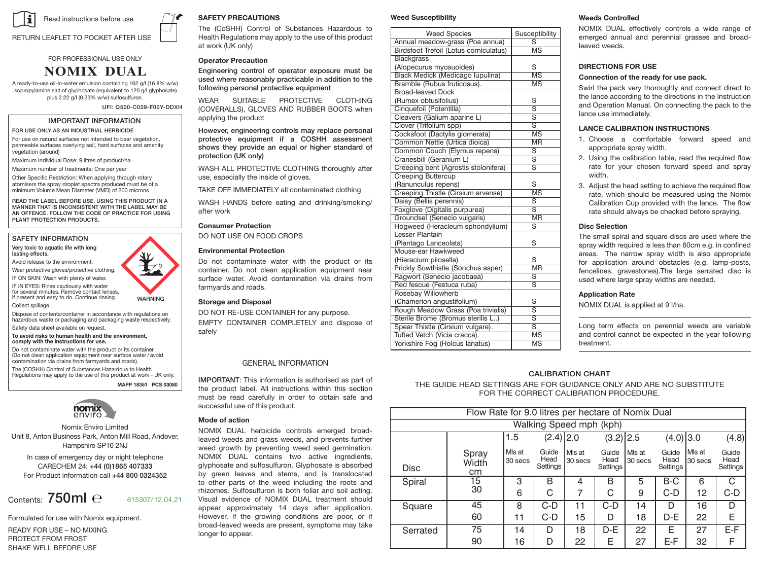Read instructions before use

RETURN LEAFLET TO POCKET AFTER USE

FOR PROFESSIONAL USE ONLY

# NOMIX DUAL

A ready-to-use oil-in-water emulsion containing 162 g/l (16.8% w/w) isopropylamine salt of glyphosate (equivalent to 120 g/l glyphosate) plus 2.22 g/l (0.23% w/w) sulfosulfuron.

UFI: Q500-C029-F00Y-DDXH

## IMPORTANT INFORMATION

**FOR USE ONLY AS AN INDUSTRIAL HERBICIDE**

For use on natural surfaces not intended to bear vegetation, permeable surfaces overlying soil, hard surfaces and amenity vegetation (around)

Maximum Individual Dose: 9 litres of product/ha

Maximum number of treatments: One per year

Other Specific Restriction: When applying through rotary atomisers the spray droplet spectra produced must be of a minimum Volume Mean Diameter (VMD) of 200 microns

**READ THE LABEL BEFORE USE. USING THIS PRODUCT IN A MANNER THAT IS INCONSISTENT WITH THE LABEL MAY BE AN OFFENCE. FOLLOW THE CODE OF PRACTICE FOR USING PLANT PROTECTION PRODUCTS.**

## SAFETY INFORMATION

**Very toxic to aquatic life with long lasting effects.**

Avoid release to the environment.

Wear protective gloves/protective clothing.

IF ON SKIN: Wash with plenty of water.

IF IN EYES: Rinse cautiously with water for several minutes. Remove contact lenses, if present and easy to do. Continue rinsing.

Collect spillage.

WARNING

Dispose of contents/container in accordance with regulations on hazardous waste or packaging and packaging waste respectively.

Safety data sheet available on request.

**To avoid risks to human health and the environment, comply with the instructions for use.**

Do not contaminate water with the product or its container (Do not clean application equipment near surface water / avoid contamination via drains from farmyards and roads).

The (COSHH) Control of Substances Hazardous to Health Regulations may apply to the use of this product at work - UK only.

**MAPP 18351 PCS 03080**

Nomix Enviro Limited
Unit 8, Anton Business Park, Anton Mill Road, Andover, Hampshire SP10 2NJ

In case of emergency day or night telephone CARECHEM 24: **+44 (0)1865 407333**
For Product information call **+44 800 0324352**

Contents: **750ml** ℮ 615307/12.04.21

Formulated for use with Nomix equipment.

READY FOR USE – NO MIXING
PROTECT FROM FROST
SHAKE WELL BEFORE USE

## SAFETY PRECAUTIONS

The (CoSHH) Control of Substances Hazardous to Health Regulations may apply to the use of this product at work (UK only)

### Operator Precaution

**Engineering control of operator exposure must be used where reasonably practicable in addition to the following personal protective equipment**

WEAR SUITABLE PROTECTIVE CLOTHING (COVERALLS), GLOVES AND RUBBER BOOTS when applying the product

**However, engineering controls may replace personal protective equipment if a COSHH assessment shows they provide an equal or higher standard of protection (UK only)**

WASH ALL PROTECTIVE CLOTHING thoroughly after use, especially the inside of gloves.

TAKE OFF IMMEDIATELY all contaminated clothing

WASH HANDS before eating and drinking/smoking/ after work

### Consumer Protection

DO NOT USE ON FOOD CROPS

### Environmental Protection

Do not contaminate water with the product or its container. Do not clean application equipment near surface water. Avoid contamination via drains from farmyards and roads.

### Storage and Disposal

DO NOT RE-USE CONTAINER for any purpose.

EMPTY CONTAINER COMPLETELY and dispose of safely

## GENERAL INFORMATION

**IMPORTANT**: This information is authorised as part of the product label. All instructions within this section must be read carefully in order to obtain safe and successful use of this product.

### Mode of action

NOMIX DUAL herbicide controls emerged broad-leaved weeds and grass weeds, and prevents further weed growth by preventing weed seed germination. NOMIX DUAL contains two active ingredients, glyphosate and sulfosulfuron. Glyphosate is absorbed by green leaves and stems, and is translocated to other parts of the weed including the roots and rhizomes. Sulfosulfuron is both foliar and soil acting. Visual evidence of NOMIX DUAL treatment should appear approximately 14 days after application. However, if the growing conditions are poor, or if broad-leaved weeds are present, symptoms may take longer to appear.

### Weed Susceptibility

| Weed Species | Susceptibility |
|---|---|
| Annual meadow-grass (Poa annua) | S |
| Birdsfoot Trefoil (Lotus corniculatus) | MS |
| Blackgrass (Alopecurus myosuoides) | S |
| Black Medick (Medicago lupulina) | MS |
| Bramble (Rubus fruticosus). | MS |
| Broad-leaved Dock (Rumex obtusifolius) | S |
| Cinquefoil (Potentilla) | S |
| Cleavers (Galium aparine L) | S |
| Clover (Trifolium spp) | S |
| Cocksfoot (Dactylis glomerata) | MS |
| Common Nettle (Urtica dioica) | MR |
| Common Couch (Elymus repens) | S |
| Cranesbill (Geranium L) | S |
| Creeping bent (Agrostis stolonifera) | S |
| Creeping Buttercup (Ranunculus repens) | S |
| Creeping Thistle (Cirsium arvense) | MS |
| Daisy (Bellis perennis) | S |
| Foxglove (Digitalis purpurea) | S |
| Groundsel (Senecio vulgaris) | MR |
| Hogweed (Heracleum sphondylium) | S |
| Lesser Plantain (Plantago Lanceolata) | S |
| Mouse-ear Hawkweed (Hieracium pilosella) | S |
| Prickly Sowthistle (Sonchus asper) | MR |
| Ragwort (Senecio jacobaea) | S |
| Red fescue (Festuca ruba) | S |
| Rosebay Willowherb (Chamerion angustifolium) | S |
| Rough Meadow Grass (Poa trivialis) | S |
| Sterile Brome (Bromus sterilis L..) | S |
| Spear Thistle (Cirsium vulgare). | S |
| Tufted Vetch (Vicia cracca). | MS |
| Yorkshire Fog (Holcus lanatus) | MS |

### Weeds Controlled

NOMIX DUAL effectively controls a wide range of emerged annual and perennial grasses and broad-leaved weeds.

### DIRECTIONS FOR USE

#### Connection of the ready for use pack.

Swirl the pack very thoroughly and connect direct to the lance according to the directions in the Instruction and Operation Manual. On connecting the pack to the lance use immediately.

#### LANCE CALIBRATION INSTRUCTIONS

1. Choose a comfortable forward speed and appropriate spray width.
2. Using the calibration table, read the required flow rate for your chosen forward speed and spray width.
3. Adjust the head setting to achieve the required flow rate, which should be measured using the Nomix Calibration Cup provided with the lance. The flow rate should always be checked before spraying.

#### Disc Selection

The small spiral and square discs are used where the spray width required is less than 60cm e.g. in confined areas. The narrow spray width is also appropriate for application around obstacles (e.g. lamp-posts, fencelines, gravestones).The large serrated disc is used where large spray widths are needed.

#### Application Rate

NOMIX DUAL is applied at 9 l/ha.

Long term effects on perennial weeds are variable and control cannot be expected in the year following treatment.

## CALIBRATION CHART

THE GUIDE HEAD SETTINGS ARE FOR GUIDANCE ONLY AND ARE NO SUBSTITUTE FOR THE CORRECT CALIBRATION PROCEDURE.

Flow Rate for 9.0 litres per hectare of Nomix Dual

| | | Walking Speed mph (kph) | | | | | | | |
|---|---|---|---|---|---|---|---|---|---|
| | | 1.5 | (2.4) | 2.0 | (3.2) | 2.5 | (4.0) | 3.0 | (4.8) |
| Disc | Spray Width cm | Mls at 30 secs | Guide Head Settings | Mls at 30 secs | Guide Head Settings | Mls at 30 secs | Guide Head Settings | Mls at 30 secs | Guide Head Settings |
| Spiral | 15 | 3 | B | 4 | B | 5 | B-C | 6 | C |
| | 30 | 6 | C | 7 | C | 9 | C-D | 12 | C-D |
| Square | 45 | 8 | C-D | 11 | C-D | 14 | D | 16 | D |
| | 60 | 11 | C-D | 15 | D | 18 | D-E | 22 | E |
| Serrated | 75 | 14 | D | 18 | D-E | 22 | E | 27 | E-F |
| | 90 | 16 | D | 22 | E | 27 | E-F | 32 | F |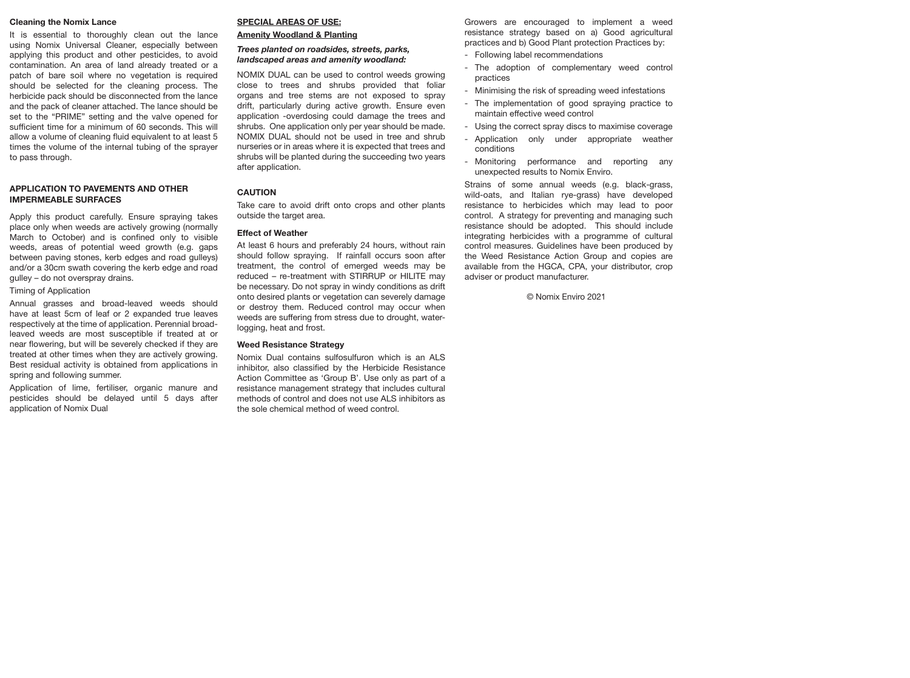### Cleaning the Nomix Lance

It is essential to thoroughly clean out the lance using Nomix Universal Cleaner, especially between applying this product and other pesticides, to avoid contamination. An area of land already treated or a patch of bare soil where no vegetation is required should be selected for the cleaning process. The herbicide pack should be disconnected from the lance and the pack of cleaner attached. The lance should be set to the "PRIME" setting and the valve opened for sufficient time for a minimum of 60 seconds. This will allow a volume of cleaning fluid equivalent to at least 5 times the volume of the internal tubing of the sprayer to pass through.

### APPLICATION TO PAVEMENTS AND OTHER IMPERMEABLE SURFACES

Apply this product carefully. Ensure spraying takes place only when weeds are actively growing (normally March to October) and is confined only to visible weeds, areas of potential weed growth (e.g. gaps between paving stones, kerb edges and road gulleys) and/or a 30cm swath covering the kerb edge and road gulley – do not overspray drains.

Timing of Application

Annual grasses and broad-leaved weeds should have at least 5cm of leaf or 2 expanded true leaves respectively at the time of application. Perennial broad-leaved weeds are most susceptible if treated at or near flowering, but will be severely checked if they are treated at other times when they are actively growing. Best residual activity is obtained from applications in spring and following summer.

Application of lime, fertiliser, organic manure and pesticides should be delayed until 5 days after application of Nomix Dual

### SPECIAL AREAS OF USE:

#### Amenity Woodland & Planting

***Trees planted on roadsides, streets, parks, landscaped areas and amenity woodland:***

NOMIX DUAL can be used to control weeds growing close to trees and shrubs provided that foliar organs and tree stems are not exposed to spray drift, particularly during active growth. Ensure even application -overdosing could damage the trees and shrubs. One application only per year should be made. NOMIX DUAL should not be used in tree and shrub nurseries or in areas where it is expected that trees and shrubs will be planted during the succeeding two years after application.

### CAUTION

Take care to avoid drift onto crops and other plants outside the target area.

#### Effect of Weather

At least 6 hours and preferably 24 hours, without rain should follow spraying. If rainfall occurs soon after treatment, the control of emerged weeds may be reduced – re-treatment with STIRRUP or HILITE may be necessary. Do not spray in windy conditions as drift onto desired plants or vegetation can severely damage or destroy them. Reduced control may occur when weeds are suffering from stress due to drought, water-logging, heat and frost.

#### Weed Resistance Strategy

Nomix Dual contains sulfosulfuron which is an ALS inhibitor, also classified by the Herbicide Resistance Action Committee as 'Group B'. Use only as part of a resistance management strategy that includes cultural methods of control and does not use ALS inhibitors as the sole chemical method of weed control.

Growers are encouraged to implement a weed resistance strategy based on a) Good agricultural practices and b) Good Plant protection Practices by:

- Following label recommendations
- The adoption of complementary weed control practices
- Minimising the risk of spreading weed infestations
- The implementation of good spraying practice to maintain effective weed control
- Using the correct spray discs to maximise coverage
- Application only under appropriate weather conditions
- Monitoring performance and reporting any unexpected results to Nomix Enviro.

Strains of some annual weeds (e.g. black-grass, wild-oats, and Italian rye-grass) have developed resistance to herbicides which may lead to poor control. A strategy for preventing and managing such resistance should be adopted. This should include integrating herbicides with a programme of cultural control measures. Guidelines have been produced by the Weed Resistance Action Group and copies are available from the HGCA, CPA, your distributor, crop adviser or product manufacturer.

© Nomix Enviro 2021